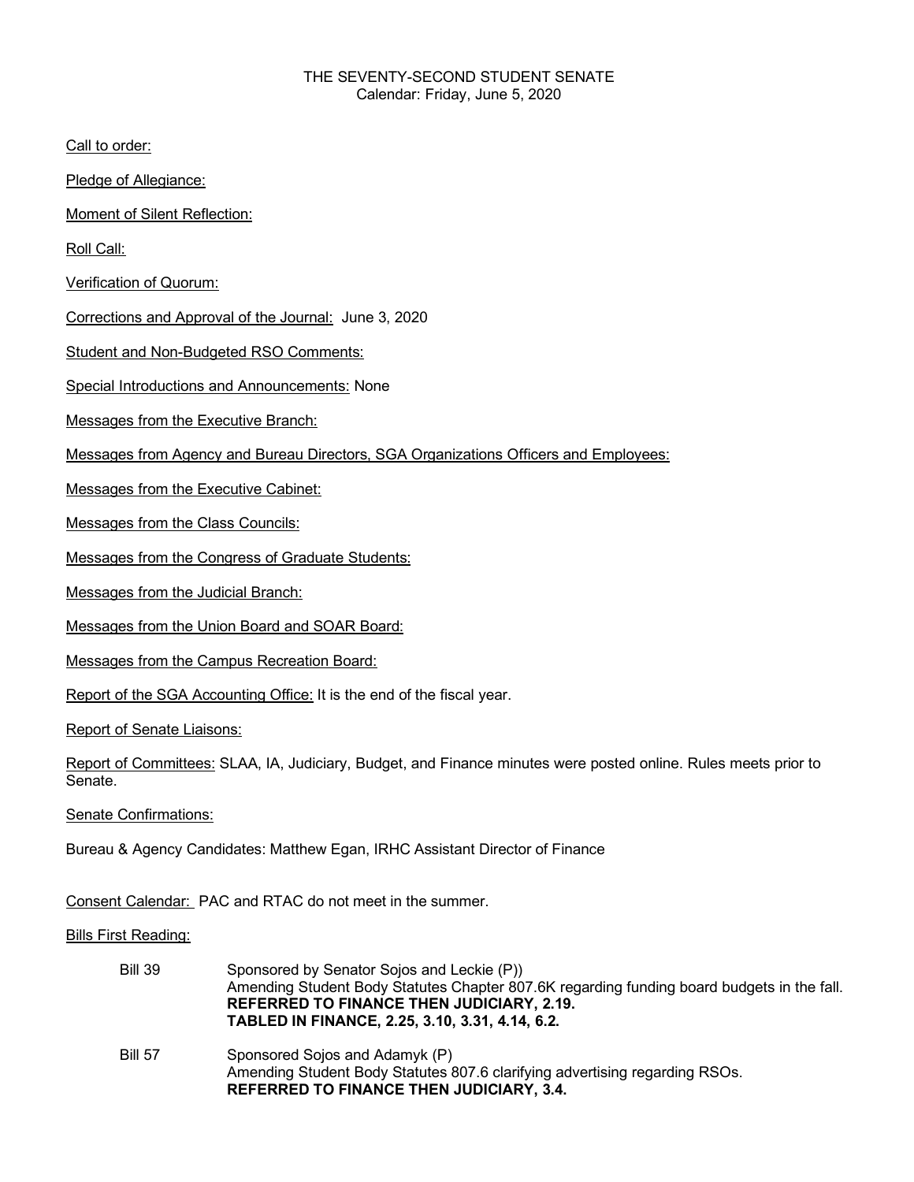THE SEVENTY-SECOND STUDENT SENATE
Calendar: Friday, June 5, 2020

Call to order:

Pledge of Allegiance:

Moment of Silent Reflection:

Roll Call:

Verification of Quorum:

Corrections and Approval of the Journal: June 3, 2020

Student and Non-Budgeted RSO Comments:

Special Introductions and Announcements: None

Messages from the Executive Branch:

Messages from Agency and Bureau Directors, SGA Organizations Officers and Employees:

Messages from the Executive Cabinet:

Messages from the Class Councils:

Messages from the Congress of Graduate Students:

Messages from the Judicial Branch:

Messages from the Union Board and SOAR Board:

Messages from the Campus Recreation Board:

Report of the SGA Accounting Office: It is the end of the fiscal year.

Report of Senate Liaisons:

Report of Committees: SLAA, IA, Judiciary, Budget, and Finance minutes were posted online. Rules meets prior to Senate.

Senate Confirmations:

Bureau & Agency Candidates: Matthew Egan, IRHC Assistant Director of Finance

Consent Calendar: PAC and RTAC do not meet in the summer.

Bills First Reading:

Bill 39 — Sponsored by Senator Sojos and Leckie (P))
Amending Student Body Statutes Chapter 807.6K regarding funding board budgets in the fall.
**REFERRED TO FINANCE THEN JUDICIARY, 2.19.**
**TABLED IN FINANCE, 2.25, 3.10, 3.31, 4.14, 6.2.**

Bill 57 — Sponsored Sojos and Adamyk (P)
Amending Student Body Statutes 807.6 clarifying advertising regarding RSOs.
**REFERRED TO FINANCE THEN JUDICIARY, 3.4.**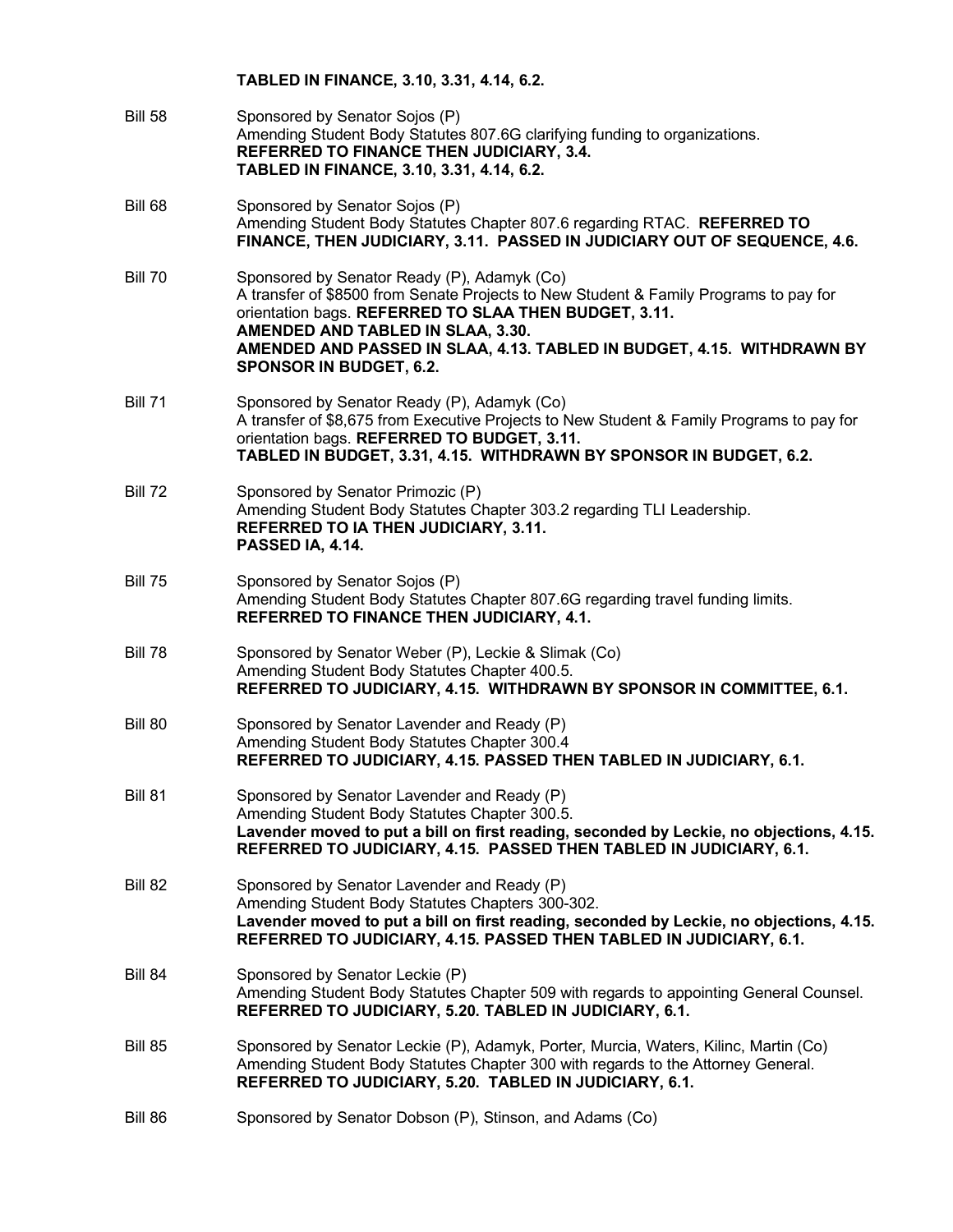**TABLED IN FINANCE, 3.10, 3.31, 4.14, 6.2.**

Bill 58 Sponsored by Senator Sojos (P)
Amending Student Body Statutes 807.6G clarifying funding to organizations.
**REFERRED TO FINANCE THEN JUDICIARY, 3.4.**
**TABLED IN FINANCE, 3.10, 3.31, 4.14, 6.2.**

Bill 68 Sponsored by Senator Sojos (P)
Amending Student Body Statutes Chapter 807.6 regarding RTAC. **REFERRED TO FINANCE, THEN JUDICIARY, 3.11. PASSED IN JUDICIARY OUT OF SEQUENCE, 4.6.**

Bill 70 Sponsored by Senator Ready (P), Adamyk (Co)
A transfer of $8500 from Senate Projects to New Student & Family Programs to pay for orientation bags. **REFERRED TO SLAA THEN BUDGET, 3.11.**
**AMENDED AND TABLED IN SLAA, 3.30.**
**AMENDED AND PASSED IN SLAA, 4.13. TABLED IN BUDGET, 4.15. WITHDRAWN BY SPONSOR IN BUDGET, 6.2.**

Bill 71 Sponsored by Senator Ready (P), Adamyk (Co)
A transfer of $8,675 from Executive Projects to New Student & Family Programs to pay for orientation bags. **REFERRED TO BUDGET, 3.11.**
**TABLED IN BUDGET, 3.31, 4.15. WITHDRAWN BY SPONSOR IN BUDGET, 6.2.**

Bill 72 Sponsored by Senator Primozic (P)
Amending Student Body Statutes Chapter 303.2 regarding TLI Leadership.
**REFERRED TO IA THEN JUDICIARY, 3.11.**
**PASSED IA, 4.14.**

Bill 75 Sponsored by Senator Sojos (P)
Amending Student Body Statutes Chapter 807.6G regarding travel funding limits.
**REFERRED TO FINANCE THEN JUDICIARY, 4.1.**

Bill 78 Sponsored by Senator Weber (P), Leckie & Slimak (Co)
Amending Student Body Statutes Chapter 400.5.
**REFERRED TO JUDICIARY, 4.15. WITHDRAWN BY SPONSOR IN COMMITTEE, 6.1.**

Bill 80 Sponsored by Senator Lavender and Ready (P)
Amending Student Body Statutes Chapter 300.4
**REFERRED TO JUDICIARY, 4.15. PASSED THEN TABLED IN JUDICIARY, 6.1.**

Bill 81 Sponsored by Senator Lavender and Ready (P)
Amending Student Body Statutes Chapter 300.5.
**Lavender moved to put a bill on first reading, seconded by Leckie, no objections, 4.15.**
**REFERRED TO JUDICIARY, 4.15. PASSED THEN TABLED IN JUDICIARY, 6.1.**

Bill 82 Sponsored by Senator Lavender and Ready (P)
Amending Student Body Statutes Chapters 300-302.
**Lavender moved to put a bill on first reading, seconded by Leckie, no objections, 4.15.**
**REFERRED TO JUDICIARY, 4.15. PASSED THEN TABLED IN JUDICIARY, 6.1.**

Bill 84 Sponsored by Senator Leckie (P)
Amending Student Body Statutes Chapter 509 with regards to appointing General Counsel.
**REFERRED TO JUDICIARY, 5.20. TABLED IN JUDICIARY, 6.1.**

Bill 85 Sponsored by Senator Leckie (P), Adamyk, Porter, Murcia, Waters, Kilinc, Martin (Co)
Amending Student Body Statutes Chapter 300 with regards to the Attorney General.
**REFERRED TO JUDICIARY, 5.20. TABLED IN JUDICIARY, 6.1.**

Bill 86 Sponsored by Senator Dobson (P), Stinson, and Adams (Co)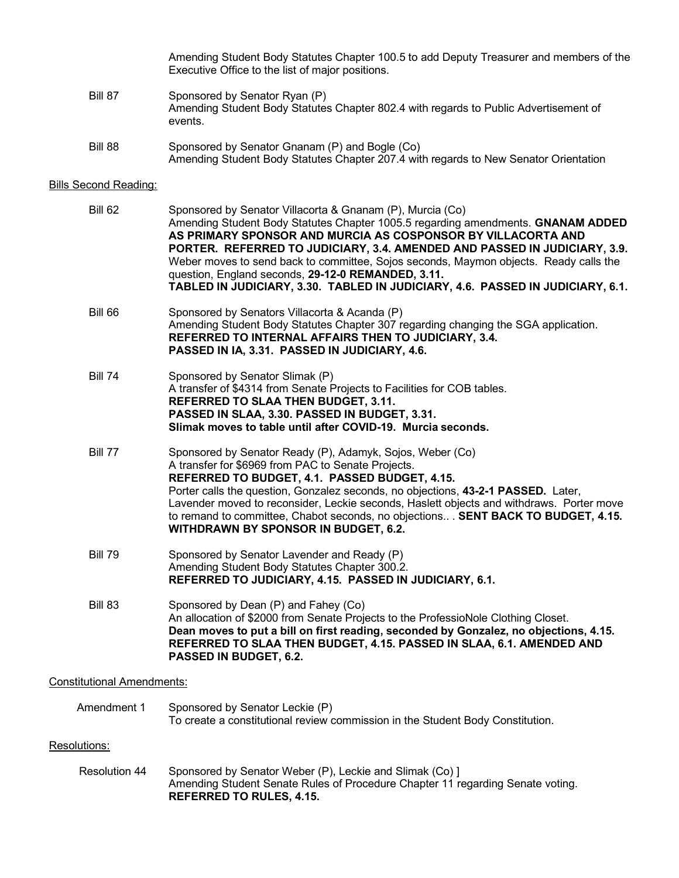Amending Student Body Statutes Chapter 100.5 to add Deputy Treasurer and members of the Executive Office to the list of major positions.

Bill 87 Sponsored by Senator Ryan (P)
Amending Student Body Statutes Chapter 802.4 with regards to Public Advertisement of events.

Bill 88 Sponsored by Senator Gnanam (P) and Bogle (Co)
Amending Student Body Statutes Chapter 207.4 with regards to New Senator Orientation

Bills Second Reading:

Bill 62 Sponsored by Senator Villacorta & Gnanam (P), Murcia (Co)
Amending Student Body Statutes Chapter 1005.5 regarding amendments. **GNANAM ADDED AS PRIMARY SPONSOR AND MURCIA AS COSPONSOR BY VILLACORTA AND PORTER. REFERRED TO JUDICIARY, 3.4. AMENDED AND PASSED IN JUDICIARY, 3.9.** Weber moves to send back to committee, Sojos seconds, Maymon objects. Ready calls the question, England seconds, **29-12-0 REMANDED, 3.11.**
**TABLED IN JUDICIARY, 3.30. TABLED IN JUDICIARY, 4.6. PASSED IN JUDICIARY, 6.1.**

Bill 66 Sponsored by Senators Villacorta & Acanda (P)
Amending Student Body Statutes Chapter 307 regarding changing the SGA application.
**REFERRED TO INTERNAL AFFAIRS THEN TO JUDICIARY, 3.4.**
**PASSED IN IA, 3.31. PASSED IN JUDICIARY, 4.6.**

Bill 74 Sponsored by Senator Slimak (P)
A transfer of $4314 from Senate Projects to Facilities for COB tables.
**REFERRED TO SLAA THEN BUDGET, 3.11.**
**PASSED IN SLAA, 3.30. PASSED IN BUDGET, 3.31.**
**Slimak moves to table until after COVID-19. Murcia seconds.**

Bill 77 Sponsored by Senator Ready (P), Adamyk, Sojos, Weber (Co)
A transfer for $6969 from PAC to Senate Projects.
**REFERRED TO BUDGET, 4.1. PASSED BUDGET, 4.15.**
Porter calls the question, Gonzalez seconds, no objections, **43-2-1 PASSED.** Later, Lavender moved to reconsider, Leckie seconds, Haslett objects and withdraws. Porter move to remand to committee, Chabot seconds, no objections.. . **SENT BACK TO BUDGET, 4.15. WITHDRAWN BY SPONSOR IN BUDGET, 6.2.**

Bill 79 Sponsored by Senator Lavender and Ready (P)
Amending Student Body Statutes Chapter 300.2.
**REFERRED TO JUDICIARY, 4.15. PASSED IN JUDICIARY, 6.1.**

Bill 83 Sponsored by Dean (P) and Fahey (Co)
An allocation of $2000 from Senate Projects to the ProfessioNole Clothing Closet.
**Dean moves to put a bill on first reading, seconded by Gonzalez, no objections, 4.15. REFERRED TO SLAA THEN BUDGET, 4.15. PASSED IN SLAA, 6.1. AMENDED AND PASSED IN BUDGET, 6.2.**

Constitutional Amendments:

Amendment 1 Sponsored by Senator Leckie (P)
To create a constitutional review commission in the Student Body Constitution.

Resolutions:

Resolution 44 Sponsored by Senator Weber (P), Leckie and Slimak (Co) ]
Amending Student Senate Rules of Procedure Chapter 11 regarding Senate voting.
**REFERRED TO RULES, 4.15.**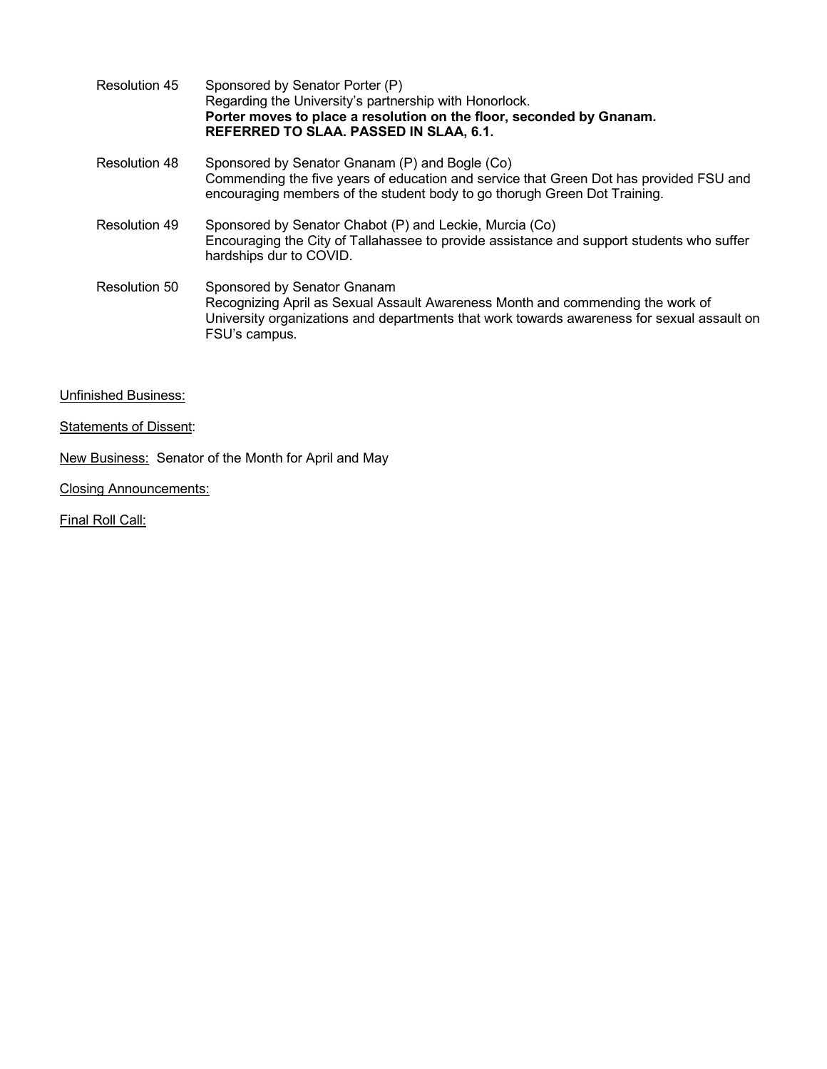Resolution 45 Sponsored by Senator Porter (P)
Regarding the University's partnership with Honorlock.
**Porter moves to place a resolution on the floor, seconded by Gnanam.**
**REFERRED TO SLAA. PASSED IN SLAA, 6.1.**

Resolution 48 Sponsored by Senator Gnanam (P) and Bogle (Co)
Commending the five years of education and service that Green Dot has provided FSU and encouraging members of the student body to go thorugh Green Dot Training.

Resolution 49 Sponsored by Senator Chabot (P) and Leckie, Murcia (Co)
Encouraging the City of Tallahassee to provide assistance and support students who suffer hardships dur to COVID.

Resolution 50 Sponsored by Senator Gnanam
Recognizing April as Sexual Assault Awareness Month and commending the work of University organizations and departments that work towards awareness for sexual assault on FSU's campus.

<u>Unfinished Business:</u>

<u>Statements of Dissent</u>:

<u>New Business:</u> Senator of the Month for April and May

<u>Closing Announcements:</u>

<u>Final Roll Call:</u>